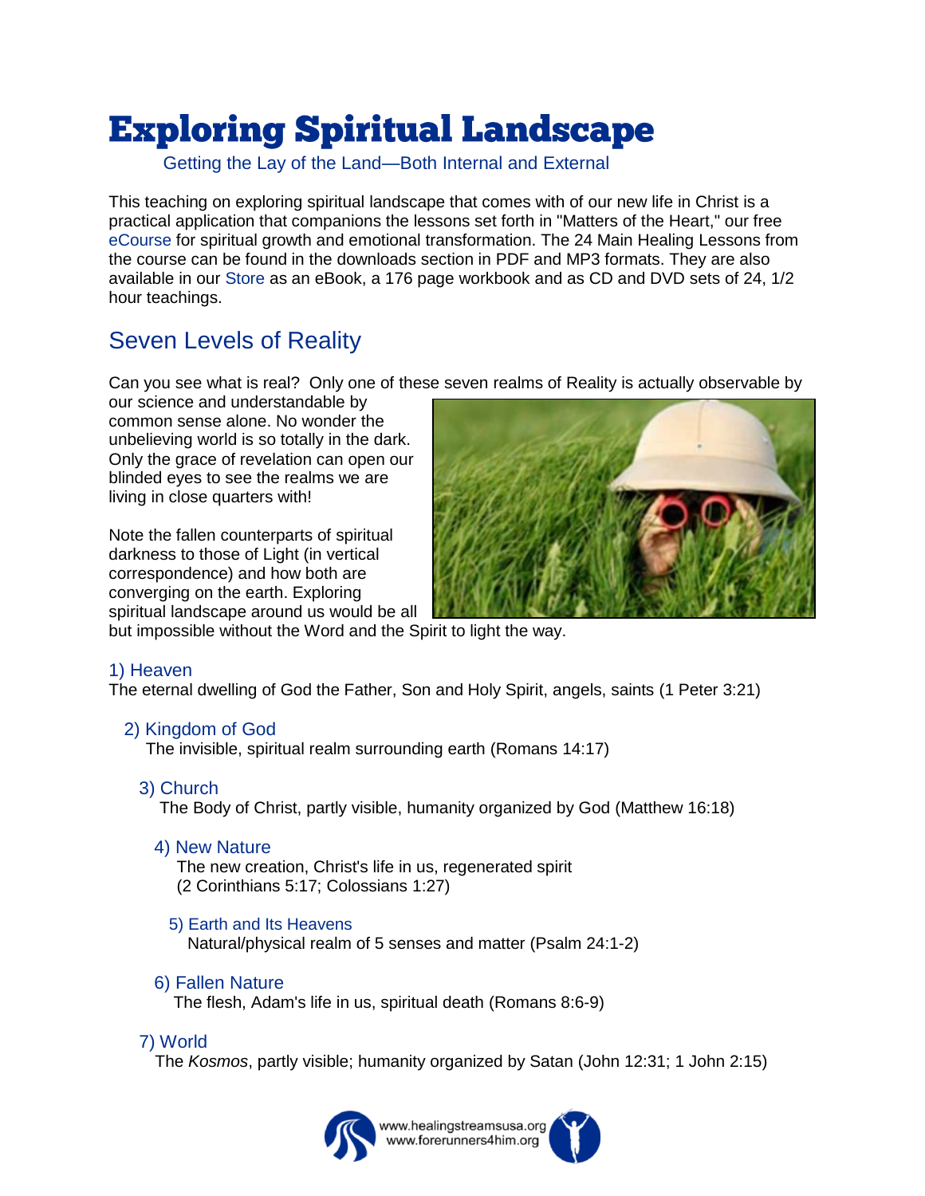# Exploring Spiritual Landscape

Getting the Lay of the Land—Both Internal and External

This teaching on exploring spiritual landscape that comes with of our new life in Christ is a practical application that companions the lessons set forth in "Matters of the Heart," our free eCourse for spiritual growth and emotional transformation. The 24 Main Healing Lessons from the course can be found in the downloads section in PDF and MP3 formats. They are also available in our Store as an eBook, a 176 page workbook and as CD and DVD sets of 24, 1/2 hour teachings.

## Seven Levels of Reality

Can you see what is real? Only one of these seven realms of Reality is actually observable by our science and understandable by common sense alone. No wonder the unbelieving world is so totally in the dark. Only the grace of revelation can open our blinded eyes to see the realms we are living in close quarters with!

Note the fallen counterparts of spiritual darkness to those of Light (in vertical correspondence) and how both are converging on the earth. Exploring spiritual landscape around us would be all but impossible without the Word and the Spirit to light the way.

### 1) Heaven

The eternal dwelling of God the Father, Son and Holy Spirit, angels, saints (1 Peter 3:21)

### 2) Kingdom of God

The invisible, spiritual realm surrounding earth (Romans 14:17)

### 3) Church

The Body of Christ, partly visible, humanity organized by God (Matthew 16:18)

### 4) New Nature

The new creation, Christ's life in us, regenerated spirit (2 Corinthians 5:17; Colossians 1:27)

### 5) Earth and Its Heavens

Natural/physical realm of 5 senses and matter (Psalm 24:1-2)

### 6) Fallen Nature

The flesh, Adam's life in us, spiritual death (Romans 8:6-9)

### 7) World

The *Kosmos*, partly visible; humanity organized by Satan (John 12:31; 1 John 2:15)

www.healingstreamsusa.org
www.forerunners4him.org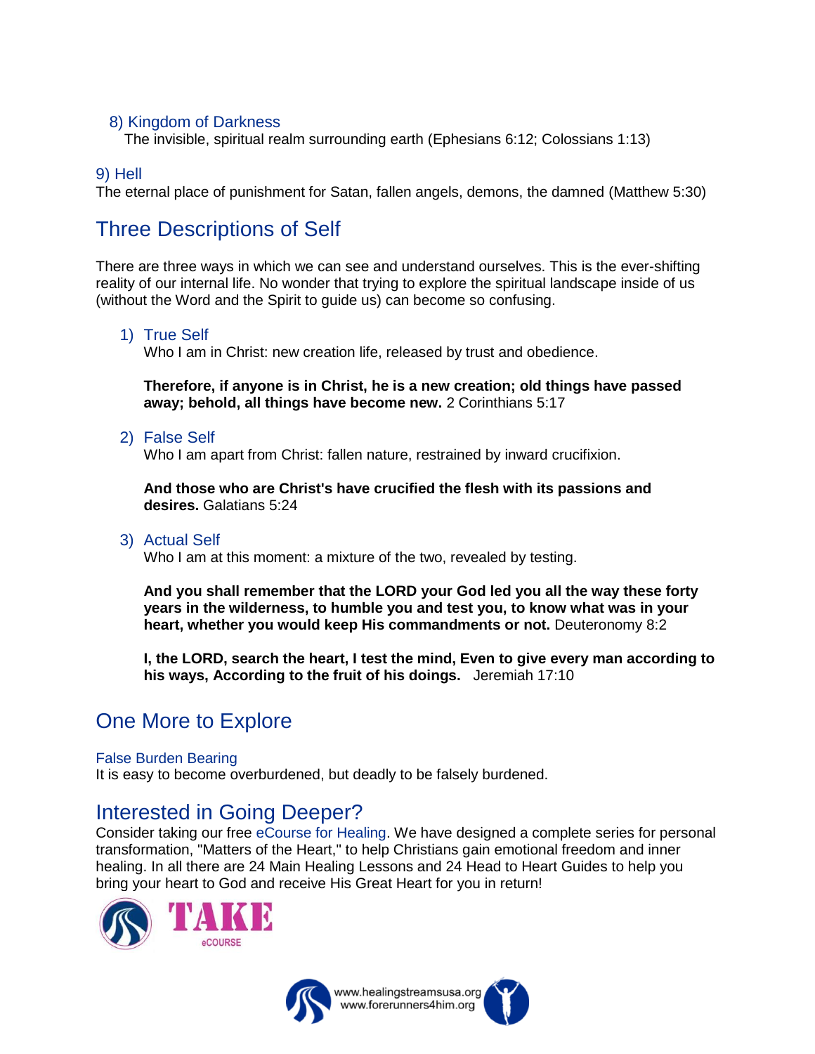8) Kingdom of Darkness

The invisible, spiritual realm surrounding earth (Ephesians 6:12; Colossians 1:13)

9) Hell

The eternal place of punishment for Satan, fallen angels, demons, the damned (Matthew 5:30)

## Three Descriptions of Self

There are three ways in which we can see and understand ourselves. This is the ever-shifting reality of our internal life. No wonder that trying to explore the spiritual landscape inside of us (without the Word and the Spirit to guide us) can become so confusing.

1) True Self

Who I am in Christ: new creation life, released by trust and obedience.

**Therefore, if anyone is in Christ, he is a new creation; old things have passed away; behold, all things have become new.** 2 Corinthians 5:17

2) False Self

Who I am apart from Christ: fallen nature, restrained by inward crucifixion.

**And those who are Christ's have crucified the flesh with its passions and desires.** Galatians 5:24

3) Actual Self

Who I am at this moment: a mixture of the two, revealed by testing.

**And you shall remember that the LORD your God led you all the way these forty years in the wilderness, to humble you and test you, to know what was in your heart, whether you would keep His commandments or not.** Deuteronomy 8:2

**I, the LORD, search the heart, I test the mind, Even to give every man according to his ways, According to the fruit of his doings.** Jeremiah 17:10

## One More to Explore

False Burden Bearing

It is easy to become overburdened, but deadly to be falsely burdened.

## Interested in Going Deeper?

Consider taking our free eCourse for Healing. We have designed a complete series for personal transformation, "Matters of the Heart," to help Christians gain emotional freedom and inner healing. In all there are 24 Main Healing Lessons and 24 Head to Heart Guides to help you bring your heart to God and receive His Great Heart for you in return!

TAKE eCOURSE

www.healingstreamsusa.org
www.forerunners4him.org